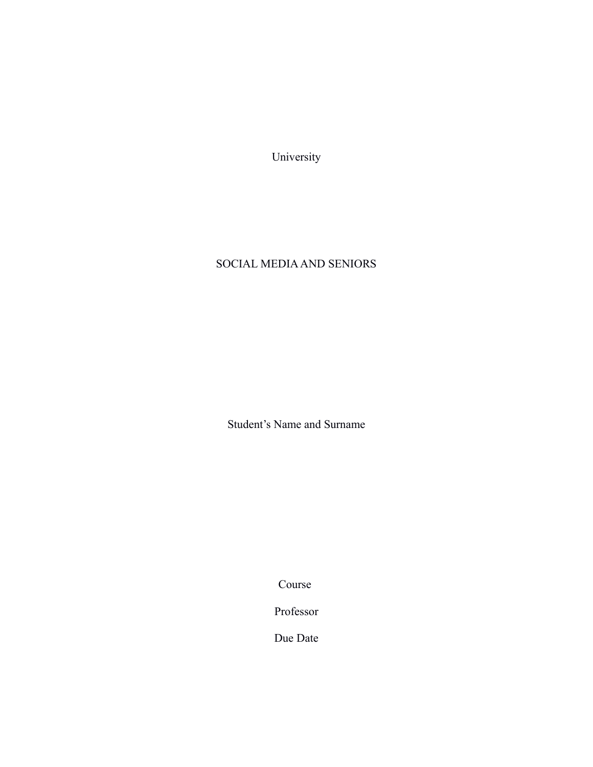University

# SOCIAL MEDIA AND SENIORS

Student's Name and Surname

Course

Professor

Due Date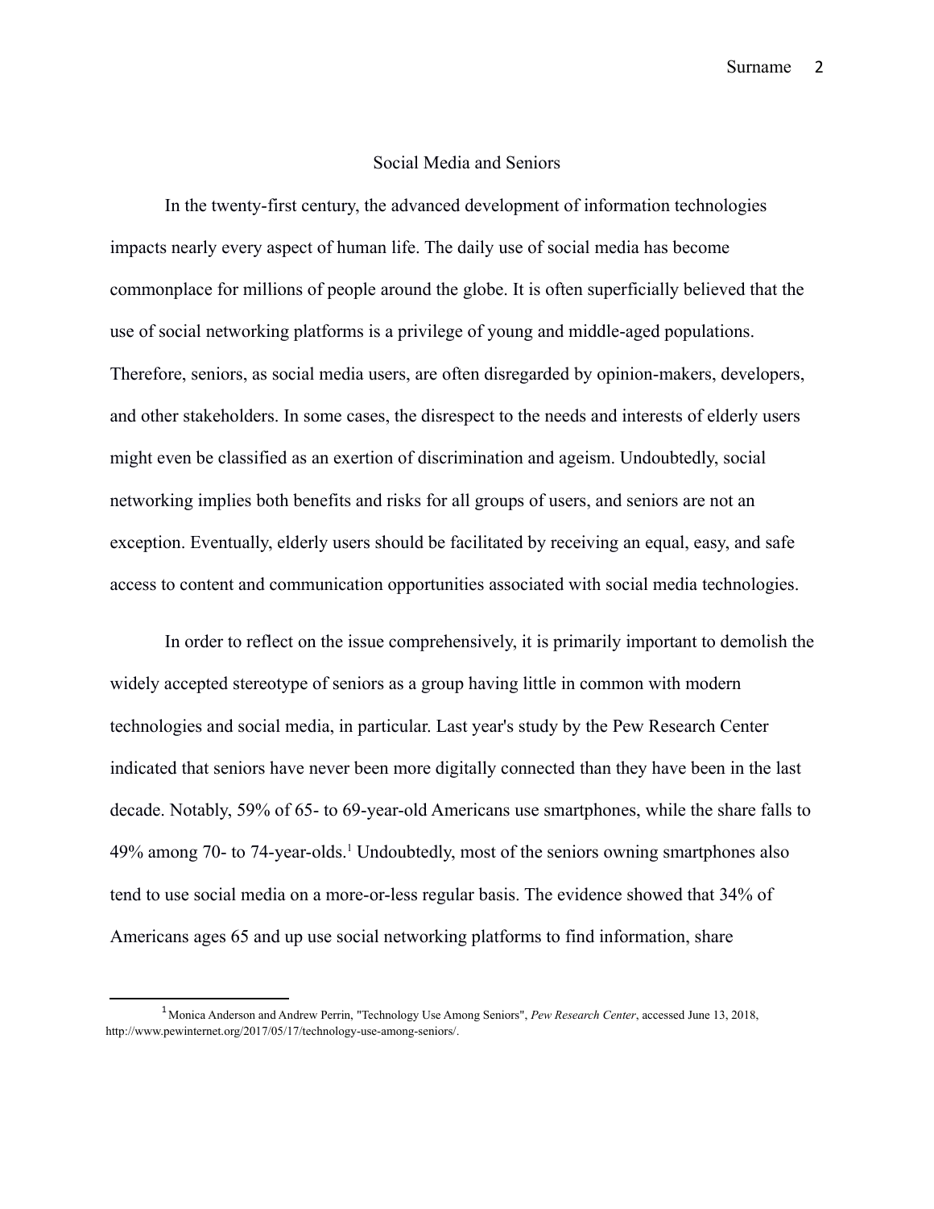# Social Media and Seniors

In the twenty-first century, the advanced development of information technologies impacts nearly every aspect of human life. The daily use of social media has become commonplace for millions of people around the globe. It is often superficially believed that the use of social networking platforms is a privilege of young and middle-aged populations. Therefore, seniors, as social media users, are often disregarded by opinion-makers, developers, and other stakeholders. In some cases, the disrespect to the needs and interests of elderly users might even be classified as an exertion of discrimination and ageism. Undoubtedly, social networking implies both benefits and risks for all groups of users, and seniors are not an exception. Eventually, elderly users should be facilitated by receiving an equal, easy, and safe access to content and communication opportunities associated with social media technologies.

In order to reflect on the issue comprehensively, it is primarily important to demolish the widely accepted stereotype of seniors as a group having little in common with modern technologies and social media, in particular. Last year's study by the Pew Research Center indicated that seniors have never been more digitally connected than they have been in the last decade. Notably, 59% of 65- to 69-year-old Americans use smartphones, while the share falls to 49% among 70- to 74-year-olds.[1] Undoubtedly, most of the seniors owning smartphones also tend to use social media on a more-or-less regular basis. The evidence showed that 34% of Americans ages 65 and up use social networking platforms to find information, share

---

[1] Monica Anderson and Andrew Perrin, "Technology Use Among Seniors", *Pew Research Center*, accessed June 13, 2018, http://www.pewinternet.org/2017/05/17/technology-use-among-seniors/.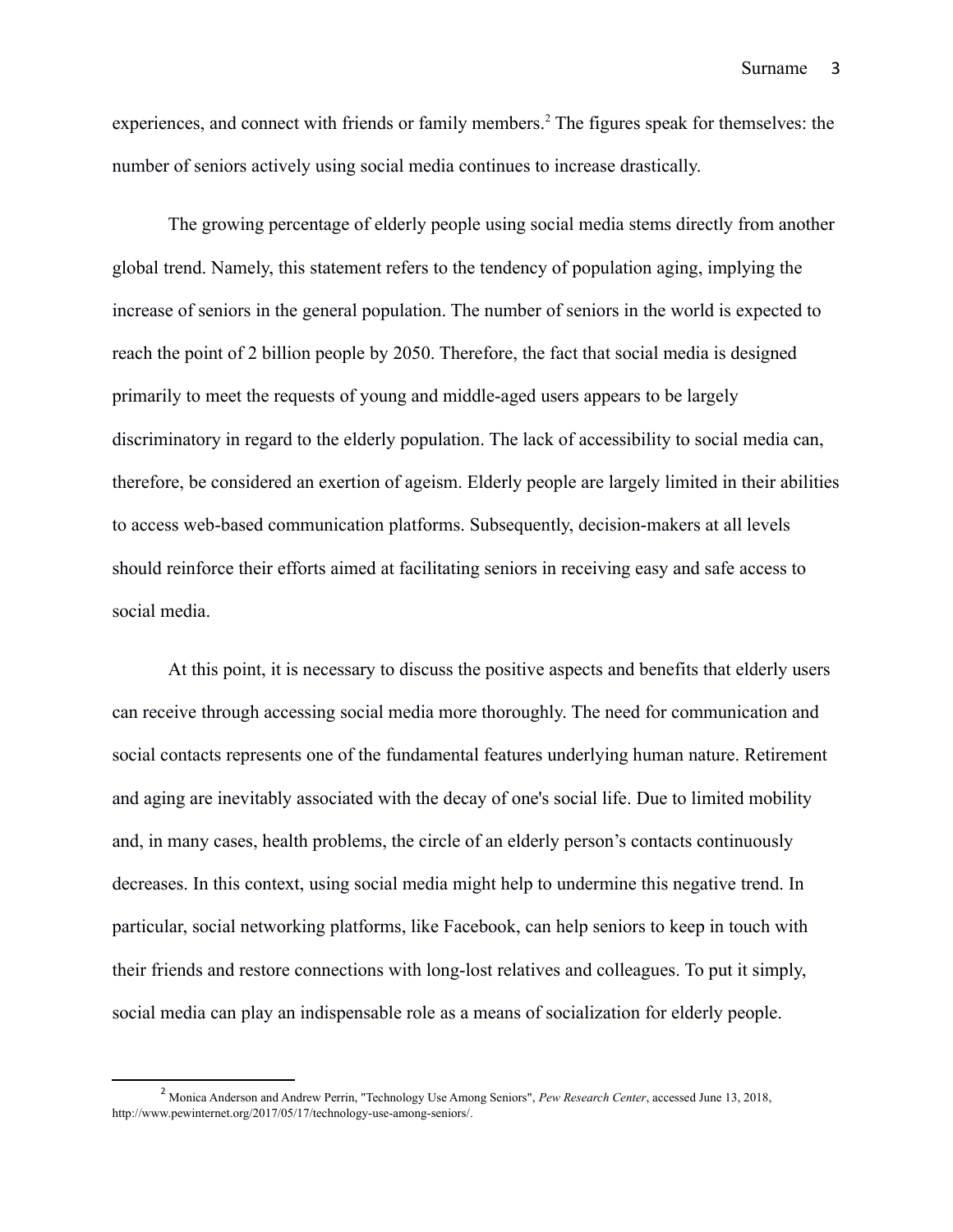experiences, and connect with friends or family members.[2] The figures speak for themselves: the number of seniors actively using social media continues to increase drastically.

The growing percentage of elderly people using social media stems directly from another global trend. Namely, this statement refers to the tendency of population aging, implying the increase of seniors in the general population. The number of seniors in the world is expected to reach the point of 2 billion people by 2050. Therefore, the fact that social media is designed primarily to meet the requests of young and middle-aged users appears to be largely discriminatory in regard to the elderly population. The lack of accessibility to social media can, therefore, be considered an exertion of ageism. Elderly people are largely limited in their abilities to access web-based communication platforms. Subsequently, decision-makers at all levels should reinforce their efforts aimed at facilitating seniors in receiving easy and safe access to social media.

At this point, it is necessary to discuss the positive aspects and benefits that elderly users can receive through accessing social media more thoroughly. The need for communication and social contacts represents one of the fundamental features underlying human nature. Retirement and aging are inevitably associated with the decay of one's social life. Due to limited mobility and, in many cases, health problems, the circle of an elderly person's contacts continuously decreases. In this context, using social media might help to undermine this negative trend. In particular, social networking platforms, like Facebook, can help seniors to keep in touch with their friends and restore connections with long-lost relatives and colleagues. To put it simply, social media can play an indispensable role as a means of socialization for elderly people.

---

[2] Monica Anderson and Andrew Perrin, "Technology Use Among Seniors", *Pew Research Center*, accessed June 13, 2018, http://www.pewinternet.org/2017/05/17/technology-use-among-seniors/.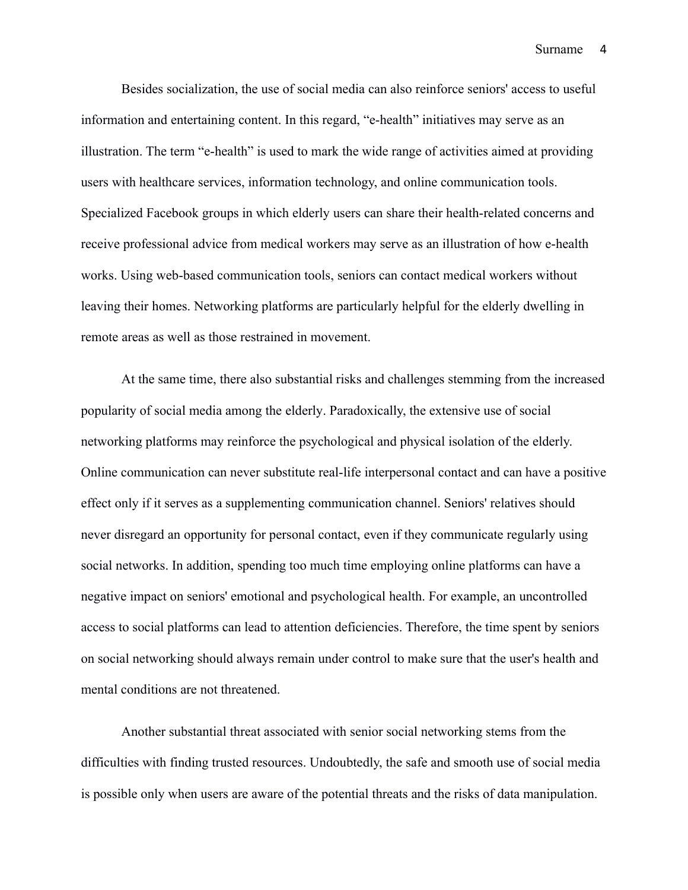Besides socialization, the use of social media can also reinforce seniors' access to useful information and entertaining content. In this regard, “e-health” initiatives may serve as an illustration. The term “e-health” is used to mark the wide range of activities aimed at providing users with healthcare services, information technology, and online communication tools. Specialized Facebook groups in which elderly users can share their health-related concerns and receive professional advice from medical workers may serve as an illustration of how e-health works. Using web-based communication tools, seniors can contact medical workers without leaving their homes. Networking platforms are particularly helpful for the elderly dwelling in remote areas as well as those restrained in movement.

At the same time, there also substantial risks and challenges stemming from the increased popularity of social media among the elderly. Paradoxically, the extensive use of social networking platforms may reinforce the psychological and physical isolation of the elderly. Online communication can never substitute real-life interpersonal contact and can have a positive effect only if it serves as a supplementing communication channel. Seniors' relatives should never disregard an opportunity for personal contact, even if they communicate regularly using social networks. In addition, spending too much time employing online platforms can have a negative impact on seniors' emotional and psychological health. For example, an uncontrolled access to social platforms can lead to attention deficiencies. Therefore, the time spent by seniors on social networking should always remain under control to make sure that the user's health and mental conditions are not threatened.

Another substantial threat associated with senior social networking stems from the difficulties with finding trusted resources. Undoubtedly, the safe and smooth use of social media is possible only when users are aware of the potential threats and the risks of data manipulation.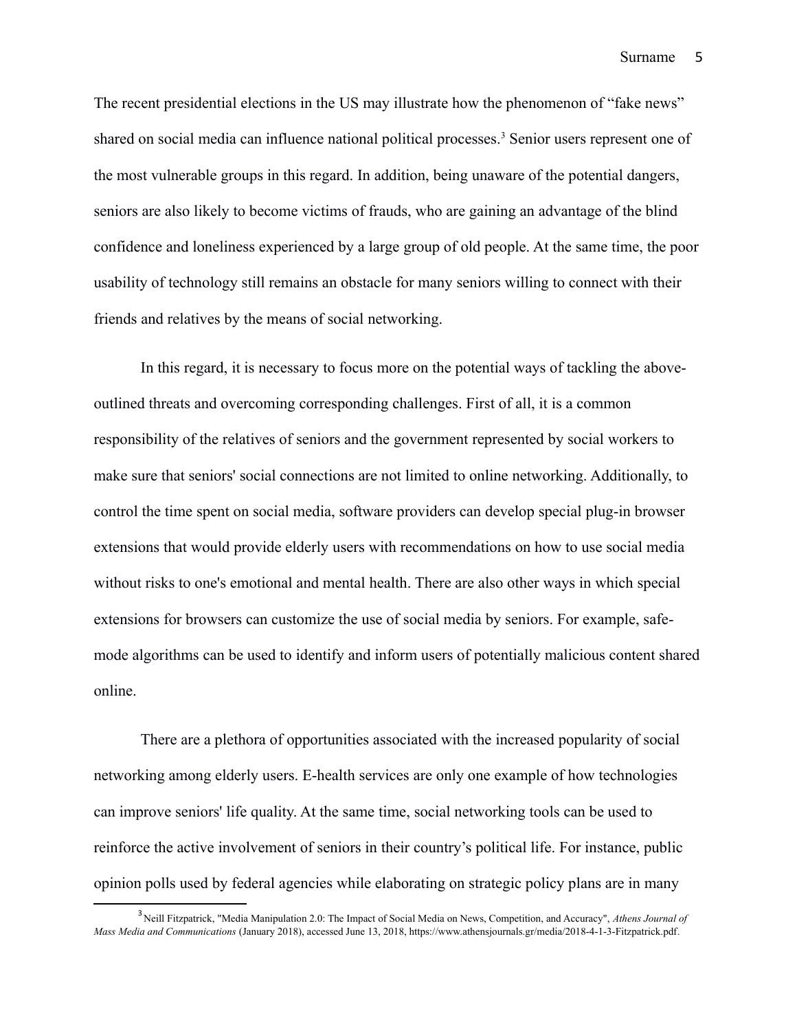The recent presidential elections in the US may illustrate how the phenomenon of "fake news" shared on social media can influence national political processes.[3] Senior users represent one of the most vulnerable groups in this regard. In addition, being unaware of the potential dangers, seniors are also likely to become victims of frauds, who are gaining an advantage of the blind confidence and loneliness experienced by a large group of old people. At the same time, the poor usability of technology still remains an obstacle for many seniors willing to connect with their friends and relatives by the means of social networking.

In this regard, it is necessary to focus more on the potential ways of tackling the above-outlined threats and overcoming corresponding challenges. First of all, it is a common responsibility of the relatives of seniors and the government represented by social workers to make sure that seniors' social connections are not limited to online networking. Additionally, to control the time spent on social media, software providers can develop special plug-in browser extensions that would provide elderly users with recommendations on how to use social media without risks to one's emotional and mental health. There are also other ways in which special extensions for browsers can customize the use of social media by seniors. For example, safe-mode algorithms can be used to identify and inform users of potentially malicious content shared online.

There are a plethora of opportunities associated with the increased popularity of social networking among elderly users. E-health services are only one example of how technologies can improve seniors' life quality. At the same time, social networking tools can be used to reinforce the active involvement of seniors in their country's political life. For instance, public opinion polls used by federal agencies while elaborating on strategic policy plans are in many

---

[3] Neill Fitzpatrick, "Media Manipulation 2.0: The Impact of Social Media on News, Competition, and Accuracy", *Athens Journal of Mass Media and Communications* (January 2018), accessed June 13, 2018, https://www.athensjournals.gr/media/2018-4-1-3-Fitzpatrick.pdf.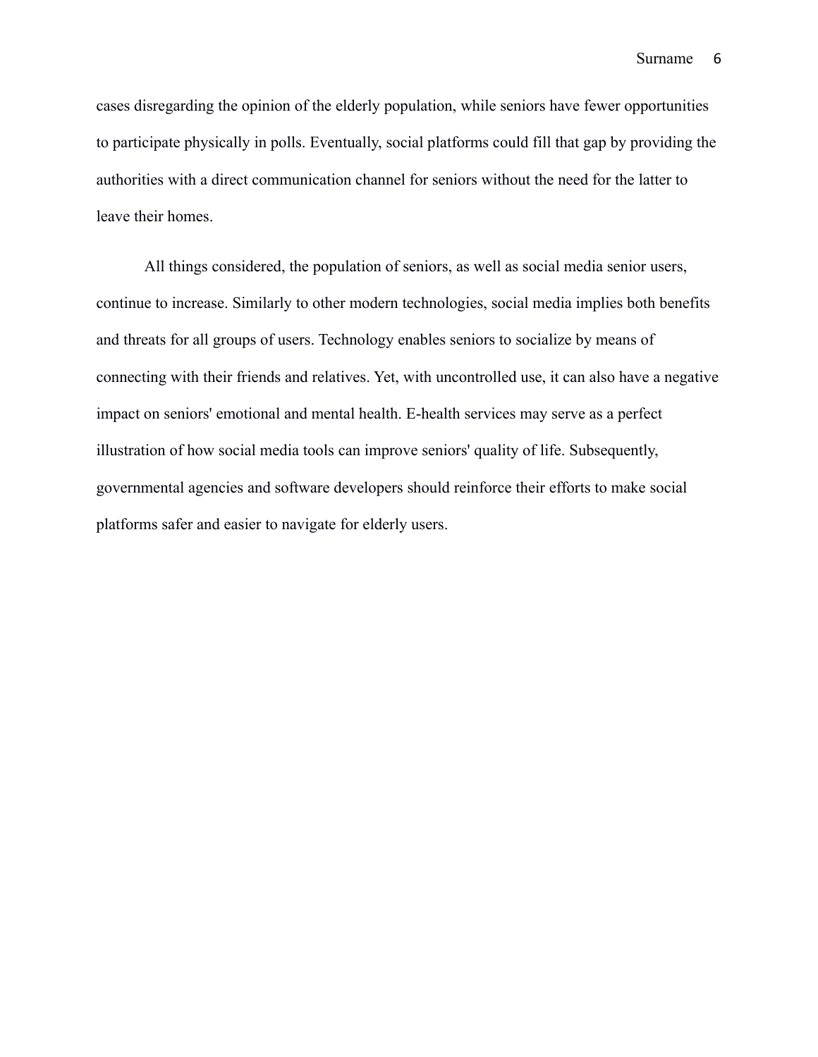cases disregarding the opinion of the elderly population, while seniors have fewer opportunities to participate physically in polls. Eventually, social platforms could fill that gap by providing the authorities with a direct communication channel for seniors without the need for the latter to leave their homes.

All things considered, the population of seniors, as well as social media senior users, continue to increase. Similarly to other modern technologies, social media implies both benefits and threats for all groups of users. Technology enables seniors to socialize by means of connecting with their friends and relatives. Yet, with uncontrolled use, it can also have a negative impact on seniors' emotional and mental health. E-health services may serve as a perfect illustration of how social media tools can improve seniors' quality of life. Subsequently, governmental agencies and software developers should reinforce their efforts to make social platforms safer and easier to navigate for elderly users.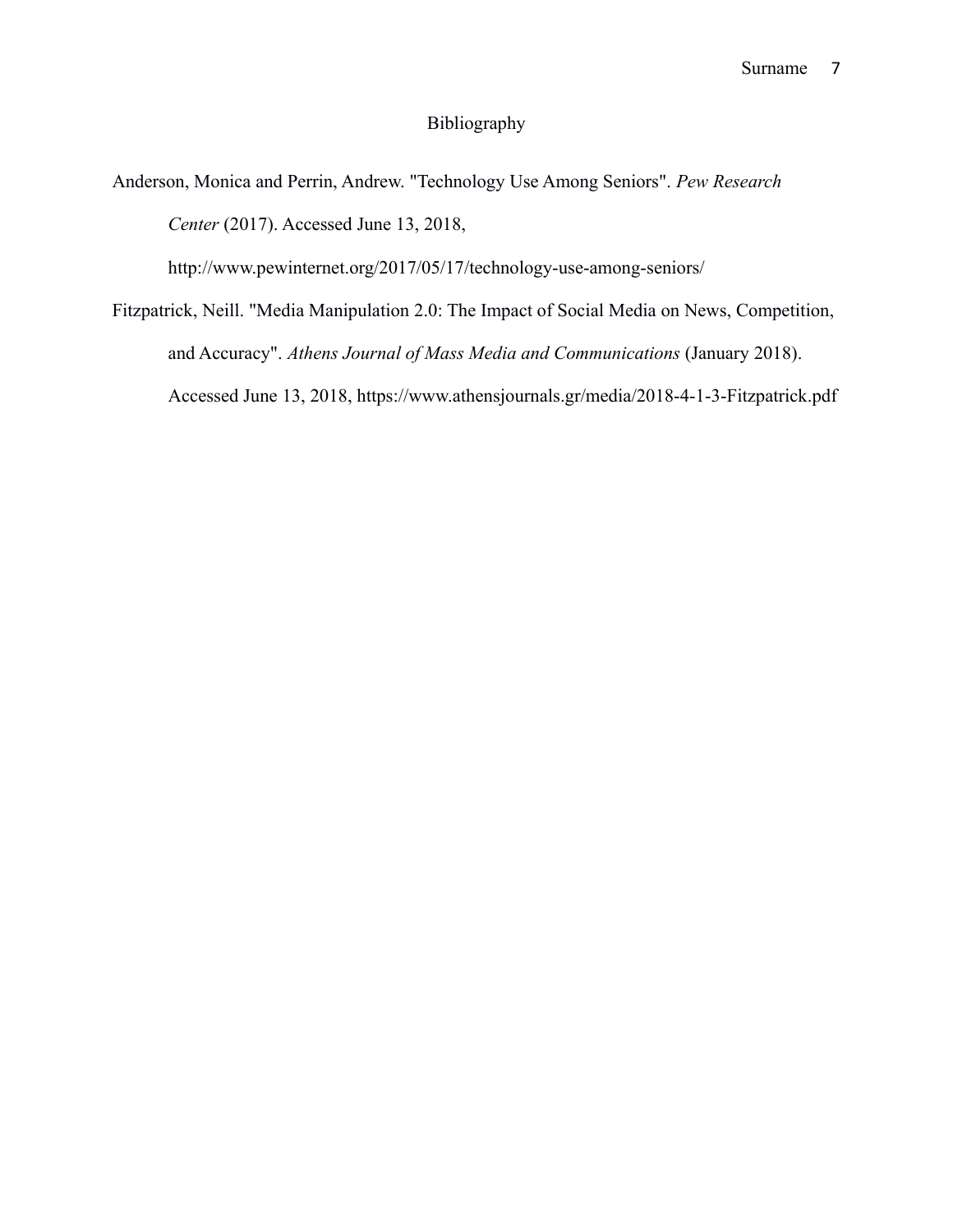# Bibliography

Anderson, Monica and Perrin, Andrew. "Technology Use Among Seniors". *Pew Research Center* (2017). Accessed June 13, 2018, http://www.pewinternet.org/2017/05/17/technology-use-among-seniors/

Fitzpatrick, Neill. "Media Manipulation 2.0: The Impact of Social Media on News, Competition, and Accuracy". *Athens Journal of Mass Media and Communications* (January 2018). Accessed June 13, 2018, https://www.athensjournals.gr/media/2018-4-1-3-Fitzpatrick.pdf